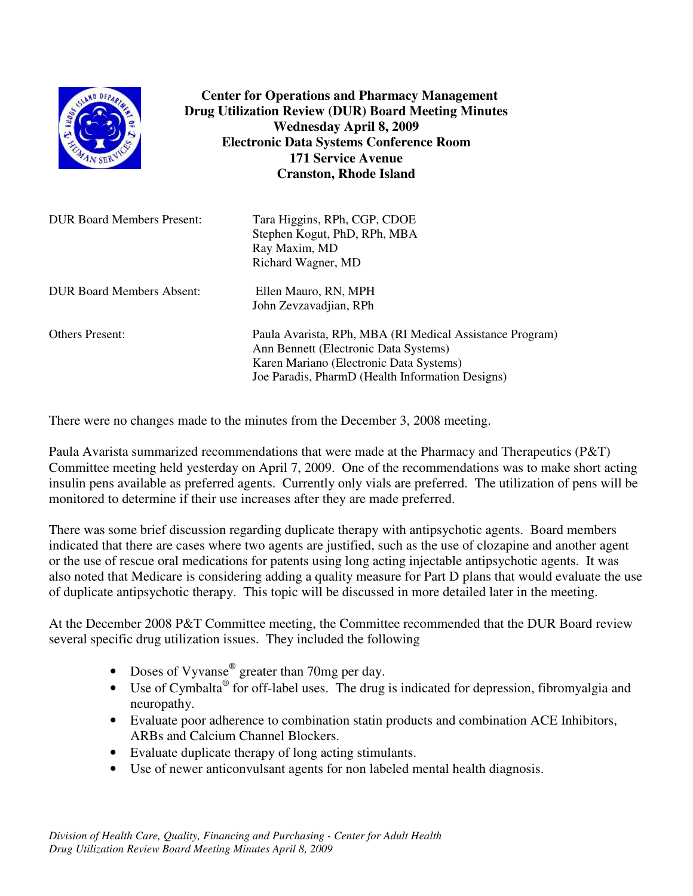# Center for Operations and Pharmacy Management
## Drug Utilization Review (DUR) Board Meeting Minutes
### Wednesday April 8, 2009
### Electronic Data Systems Conference Room
### 171 Service Avenue
### Cranston, Rhode Island

| | |
|---|---|
| DUR Board Members Present: | Tara Higgins, RPh, CGP, CDOE<br>Stephen Kogut, PhD, RPh, MBA<br>Ray Maxim, MD<br>Richard Wagner, MD |
| DUR Board Members Absent: | Ellen Mauro, RN, MPH<br>John Zevzavadjian, RPh |
| Others Present: | Paula Avarista, RPh, MBA (RI Medical Assistance Program)<br>Ann Bennett (Electronic Data Systems)<br>Karen Mariano (Electronic Data Systems)<br>Joe Paradis, PharmD (Health Information Designs) |

There were no changes made to the minutes from the December 3, 2008 meeting.

Paula Avarista summarized recommendations that were made at the Pharmacy and Therapeutics (P&T) Committee meeting held yesterday on April 7, 2009. One of the recommendations was to make short acting insulin pens available as preferred agents. Currently only vials are preferred. The utilization of pens will be monitored to determine if their use increases after they are made preferred.

There was some brief discussion regarding duplicate therapy with antipsychotic agents. Board members indicated that there are cases where two agents are justified, such as the use of clozapine and another agent or the use of rescue oral medications for patents using long acting injectable antipsychotic agents. It was also noted that Medicare is considering adding a quality measure for Part D plans that would evaluate the use of duplicate antipsychotic therapy. This topic will be discussed in more detailed later in the meeting.

At the December 2008 P&T Committee meeting, the Committee recommended that the DUR Board review several specific drug utilization issues. They included the following

- Doses of Vyvanse® greater than 70mg per day.
- Use of Cymbalta® for off-label uses. The drug is indicated for depression, fibromyalgia and neuropathy.
- Evaluate poor adherence to combination statin products and combination ACE Inhibitors, ARBs and Calcium Channel Blockers.
- Evaluate duplicate therapy of long acting stimulants.
- Use of newer anticonvulsant agents for non labeled mental health diagnosis.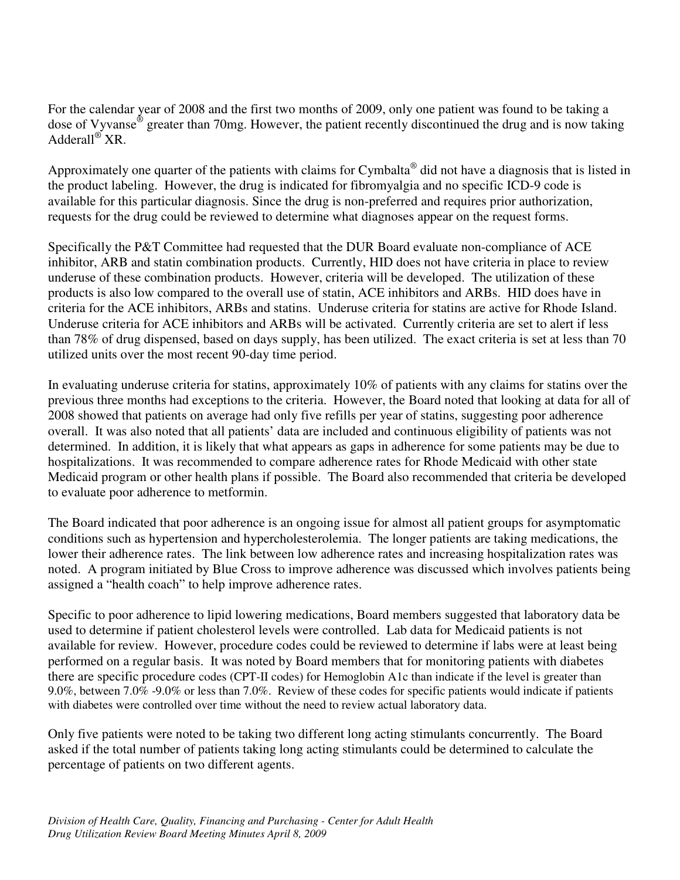For the calendar year of 2008 and the first two months of 2009, only one patient was found to be taking a dose of Vyvanse® greater than 70mg. However, the patient recently discontinued the drug and is now taking Adderall® XR.

Approximately one quarter of the patients with claims for Cymbalta® did not have a diagnosis that is listed in the product labeling. However, the drug is indicated for fibromyalgia and no specific ICD-9 code is available for this particular diagnosis. Since the drug is non-preferred and requires prior authorization, requests for the drug could be reviewed to determine what diagnoses appear on the request forms.

Specifically the P&T Committee had requested that the DUR Board evaluate non-compliance of ACE inhibitor, ARB and statin combination products. Currently, HID does not have criteria in place to review underuse of these combination products. However, criteria will be developed. The utilization of these products is also low compared to the overall use of statin, ACE inhibitors and ARBs. HID does have in criteria for the ACE inhibitors, ARBs and statins. Underuse criteria for statins are active for Rhode Island. Underuse criteria for ACE inhibitors and ARBs will be activated. Currently criteria are set to alert if less than 78% of drug dispensed, based on days supply, has been utilized. The exact criteria is set at less than 70 utilized units over the most recent 90-day time period.

In evaluating underuse criteria for statins, approximately 10% of patients with any claims for statins over the previous three months had exceptions to the criteria. However, the Board noted that looking at data for all of 2008 showed that patients on average had only five refills per year of statins, suggesting poor adherence overall. It was also noted that all patients' data are included and continuous eligibility of patients was not determined. In addition, it is likely that what appears as gaps in adherence for some patients may be due to hospitalizations. It was recommended to compare adherence rates for Rhode Medicaid with other state Medicaid program or other health plans if possible. The Board also recommended that criteria be developed to evaluate poor adherence to metformin.

The Board indicated that poor adherence is an ongoing issue for almost all patient groups for asymptomatic conditions such as hypertension and hypercholesterolemia. The longer patients are taking medications, the lower their adherence rates. The link between low adherence rates and increasing hospitalization rates was noted. A program initiated by Blue Cross to improve adherence was discussed which involves patients being assigned a "health coach" to help improve adherence rates.

Specific to poor adherence to lipid lowering medications, Board members suggested that laboratory data be used to determine if patient cholesterol levels were controlled. Lab data for Medicaid patients is not available for review. However, procedure codes could be reviewed to determine if labs were at least being performed on a regular basis. It was noted by Board members that for monitoring patients with diabetes there are specific procedure codes (CPT-II codes) for Hemoglobin A1c than indicate if the level is greater than 9.0%, between 7.0% -9.0% or less than 7.0%. Review of these codes for specific patients would indicate if patients with diabetes were controlled over time without the need to review actual laboratory data.

Only five patients were noted to be taking two different long acting stimulants concurrently. The Board asked if the total number of patients taking long acting stimulants could be determined to calculate the percentage of patients on two different agents.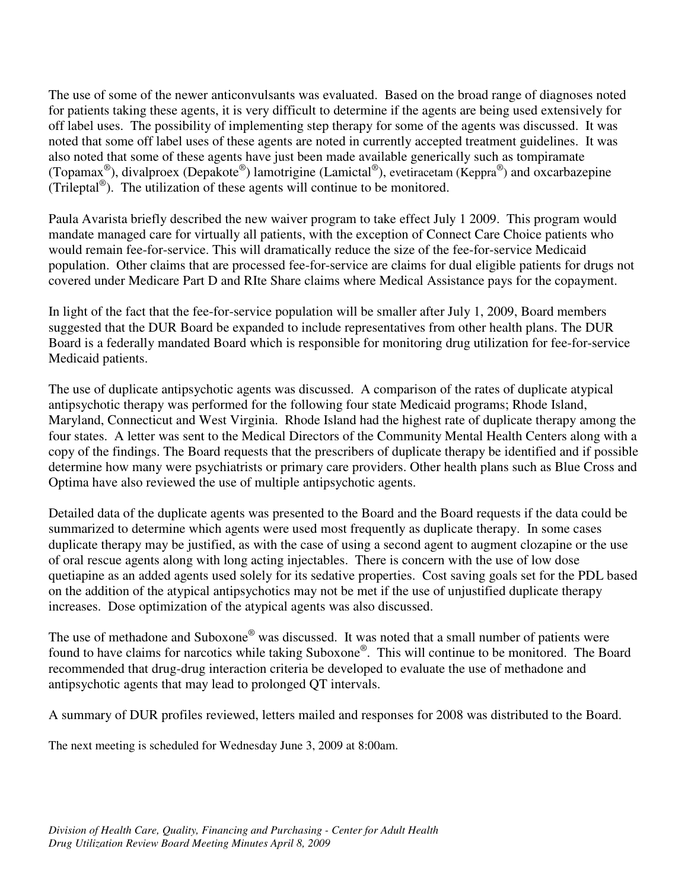The use of some of the newer anticonvulsants was evaluated. Based on the broad range of diagnoses noted for patients taking these agents, it is very difficult to determine if the agents are being used extensively for off label uses. The possibility of implementing step therapy for some of the agents was discussed. It was noted that some off label uses of these agents are noted in currently accepted treatment guidelines. It was also noted that some of these agents have just been made available generically such as tompiramate (Topamax®), divalproex (Depakote®) lamotrigine (Lamictal®), evetiracetam (Keppra®) and oxcarbazepine (Trileptal®). The utilization of these agents will continue to be monitored.

Paula Avarista briefly described the new waiver program to take effect July 1 2009. This program would mandate managed care for virtually all patients, with the exception of Connect Care Choice patients who would remain fee-for-service. This will dramatically reduce the size of the fee-for-service Medicaid population. Other claims that are processed fee-for-service are claims for dual eligible patients for drugs not covered under Medicare Part D and RIte Share claims where Medical Assistance pays for the copayment.

In light of the fact that the fee-for-service population will be smaller after July 1, 2009, Board members suggested that the DUR Board be expanded to include representatives from other health plans. The DUR Board is a federally mandated Board which is responsible for monitoring drug utilization for fee-for-service Medicaid patients.

The use of duplicate antipsychotic agents was discussed. A comparison of the rates of duplicate atypical antipsychotic therapy was performed for the following four state Medicaid programs; Rhode Island, Maryland, Connecticut and West Virginia. Rhode Island had the highest rate of duplicate therapy among the four states. A letter was sent to the Medical Directors of the Community Mental Health Centers along with a copy of the findings. The Board requests that the prescribers of duplicate therapy be identified and if possible determine how many were psychiatrists or primary care providers. Other health plans such as Blue Cross and Optima have also reviewed the use of multiple antipsychotic agents.

Detailed data of the duplicate agents was presented to the Board and the Board requests if the data could be summarized to determine which agents were used most frequently as duplicate therapy. In some cases duplicate therapy may be justified, as with the case of using a second agent to augment clozapine or the use of oral rescue agents along with long acting injectables. There is concern with the use of low dose quetiapine as an added agents used solely for its sedative properties. Cost saving goals set for the PDL based on the addition of the atypical antipsychotics may not be met if the use of unjustified duplicate therapy increases. Dose optimization of the atypical agents was also discussed.

The use of methadone and Suboxone® was discussed. It was noted that a small number of patients were found to have claims for narcotics while taking Suboxone®. This will continue to be monitored. The Board recommended that drug-drug interaction criteria be developed to evaluate the use of methadone and antipsychotic agents that may lead to prolonged QT intervals.

A summary of DUR profiles reviewed, letters mailed and responses for 2008 was distributed to the Board.

The next meeting is scheduled for Wednesday June 3, 2009 at 8:00am.